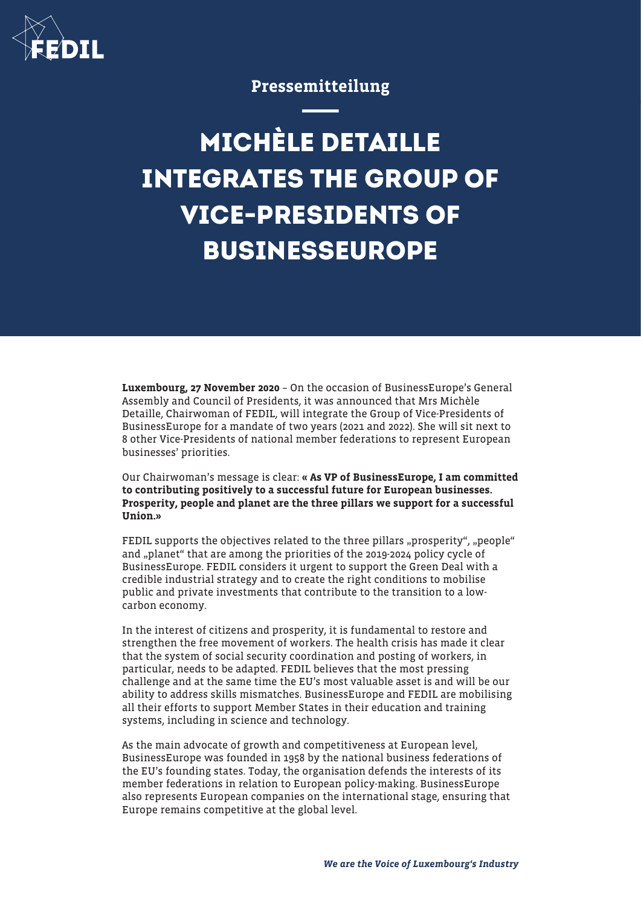Pressemitteilung

# MICHÈLE DETAILLE INTEGRATES THE GROUP OF VICE-PRESIDENTS OF BUSINESSEUROPE

**Luxembourg, 27 November 2020** – On the occasion of BusinessEurope's General Assembly and Council of Presidents, it was announced that Mrs Michèle Detaille, Chairwoman of FEDIL, will integrate the Group of Vice-Presidents of BusinessEurope for a mandate of two years (2021 and 2022). She will sit next to 8 other Vice-Presidents of national member federations to represent European businesses' priorities.

Our Chairwoman's message is clear: **« As VP of BusinessEurope, I am committed to contributing positively to a successful future for European businesses. Prosperity, people and planet are the three pillars we support for a successful Union.»**

FEDIL supports the objectives related to the three pillars „prosperity", „people" and „planet" that are among the priorities of the 2019-2024 policy cycle of BusinessEurope. FEDIL considers it urgent to support the Green Deal with a credible industrial strategy and to create the right conditions to mobilise public and private investments that contribute to the transition to a low-carbon economy.

In the interest of citizens and prosperity, it is fundamental to restore and strengthen the free movement of workers. The health crisis has made it clear that the system of social security coordination and posting of workers, in particular, needs to be adapted. FEDIL believes that the most pressing challenge and at the same time the EU's most valuable asset is and will be our ability to address skills mismatches. BusinessEurope and FEDIL are mobilising all their efforts to support Member States in their education and training systems, including in science and technology.

As the main advocate of growth and competitiveness at European level, BusinessEurope was founded in 1958 by the national business federations of the EU's founding states. Today, the organisation defends the interests of its member federations in relation to European policy-making. BusinessEurope also represents European companies on the international stage, ensuring that Europe remains competitive at the global level.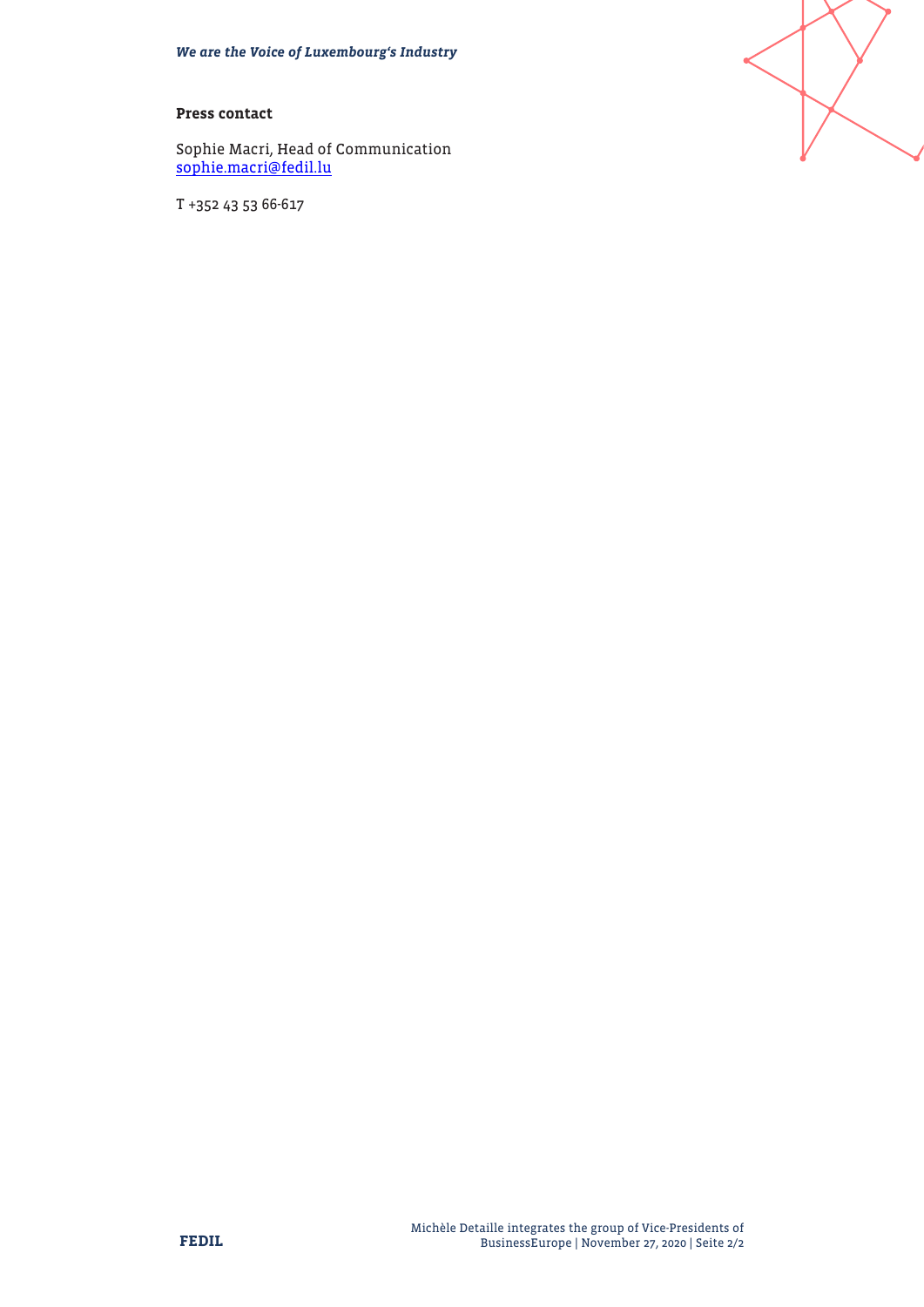*We are the Voice of Luxembourg's Industry*

**Press contact**

Sophie Macri, Head of Communication
sophie.macri@fedil.lu

T +352 43 53 66-617